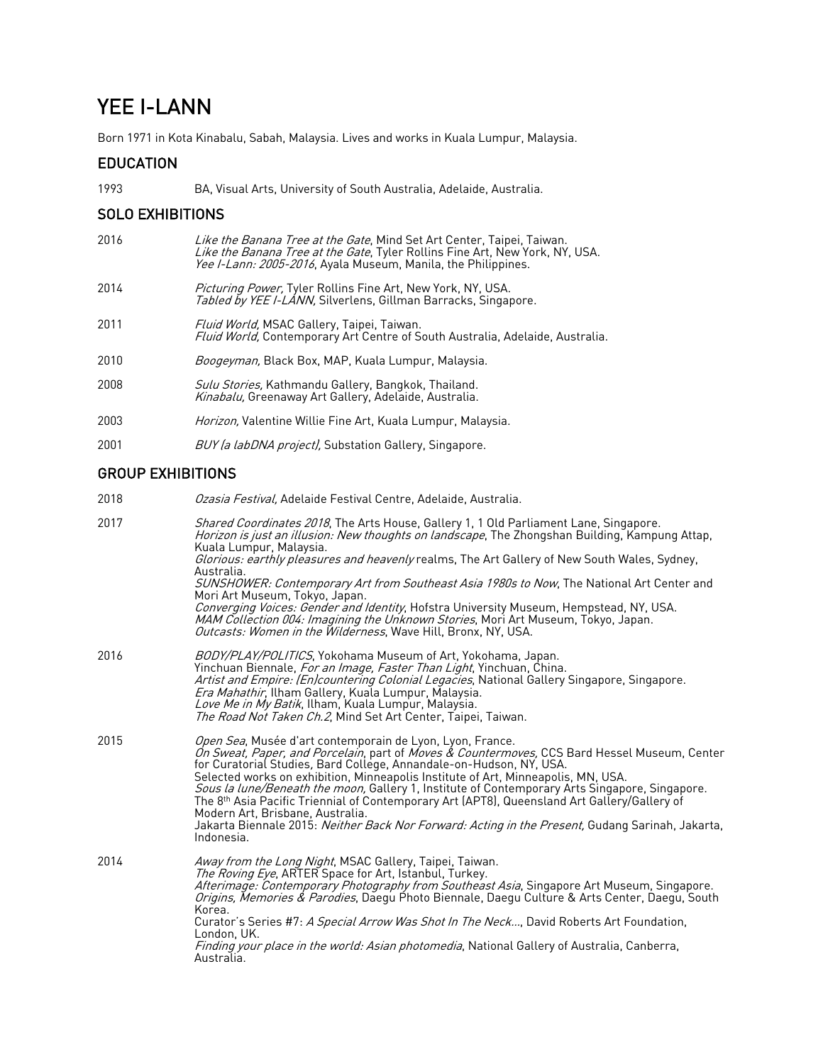# YEE I-LANN

Born 1971 in Kota Kinabalu, Sabah, Malaysia. Lives and works in Kuala Lumpur, Malaysia.

## EDUCATION

1993 BA, Visual Arts, University of South Australia, Adelaide, Australia.

## SOLO EXHIBITIONS

2016 *Like the Banana Tree at the Gate*, Mind Set Art Center, Taipei, Taiwan.
*Like the Banana Tree at the Gate*, Tyler Rollins Fine Art, New York, NY, USA.
*Yee I-Lann: 2005-2016*, Ayala Museum, Manila, the Philippines.

2014 *Picturing Power,* Tyler Rollins Fine Art, New York, NY, USA.
*Tabled by YEE I-LANN,* Silverlens, Gillman Barracks, Singapore.

2011 *Fluid World,* MSAC Gallery, Taipei, Taiwan.
*Fluid World,* Contemporary Art Centre of South Australia, Adelaide, Australia.

2010 *Boogeyman,* Black Box, MAP, Kuala Lumpur, Malaysia.

2008 *Sulu Stories,* Kathmandu Gallery, Bangkok, Thailand.
*Kinabalu,* Greenaway Art Gallery, Adelaide, Australia.

2003 *Horizon,* Valentine Willie Fine Art, Kuala Lumpur, Malaysia.

2001 *BUY (a labDNA project),* Substation Gallery, Singapore.

## GROUP EXHIBITIONS

2018 *Ozasia Festival,* Adelaide Festival Centre, Adelaide, Australia.

2017 *Shared Coordinates 2018*, The Arts House, Gallery 1, 1 Old Parliament Lane, Singapore.
*Horizon is just an illusion: New thoughts on landscape*, The Zhongshan Building, Kampung Attap, Kuala Lumpur, Malaysia.
*Glorious: earthly pleasures and heavenly* realms, The Art Gallery of New South Wales, Sydney, Australia.
*SUNSHOWER: Contemporary Art from Southeast Asia 1980s to Now*, The National Art Center and Mori Art Museum, Tokyo, Japan.
*Converging Voices: Gender and Identity*, Hofstra University Museum, Hempstead, NY, USA.
*MAM Collection 004: Imagining the Unknown Stories*, Mori Art Museum, Tokyo, Japan.
*Outcasts: Women in the Wilderness*, Wave Hill, Bronx, NY, USA.

2016 *BODY/PLAY/POLITICS*, Yokohama Museum of Art, Yokohama, Japan.
Yinchuan Biennale, *For an Image, Faster Than Light*, Yinchuan, China.
*Artist and Empire: (En)countering Colonial Legacies*, National Gallery Singapore, Singapore.
*Era Mahathir*, Ilham Gallery, Kuala Lumpur, Malaysia.
*Love Me in My Batik*, Ilham, Kuala Lumpur, Malaysia.
*The Road Not Taken Ch.2*, Mind Set Art Center, Taipei, Taiwan.

2015 *Open Sea*, Musée d'art contemporain de Lyon, Lyon, France.
*On Sweat, Paper, and Porcelain*, part of *Moves & Countermoves,* CCS Bard Hessel Museum, Center for Curatorial Studies*,* Bard College, Annandale-on-Hudson, NY, USA.
Selected works on exhibition, Minneapolis Institute of Art, Minneapolis, MN, USA.
*Sous la lune/Beneath the moon,* Gallery 1, Institute of Contemporary Arts Singapore, Singapore.
The 8th Asia Pacific Triennial of Contemporary Art (APT8), Queensland Art Gallery/Gallery of Modern Art, Brisbane, Australia.
Jakarta Biennale 2015: *Neither Back Nor Forward: Acting in the Present,* Gudang Sarinah, Jakarta, Indonesia.

2014 *Away from the Long Night*, MSAC Gallery, Taipei, Taiwan.
*The Roving Eye*, ARTER Space for Art, Istanbul, Turkey.
*Afterimage: Contemporary Photography from Southeast Asia*, Singapore Art Museum, Singapore.
*Origins, Memories & Parodies*, Daegu Photo Biennale, Daegu Culture & Arts Center, Daegu, South Korea.
Curator's Series #7: *A Special Arrow Was Shot In The Neck...*, David Roberts Art Foundation, London, UK.
*Finding your place in the world: Asian photomedia*, National Gallery of Australia, Canberra, Australia.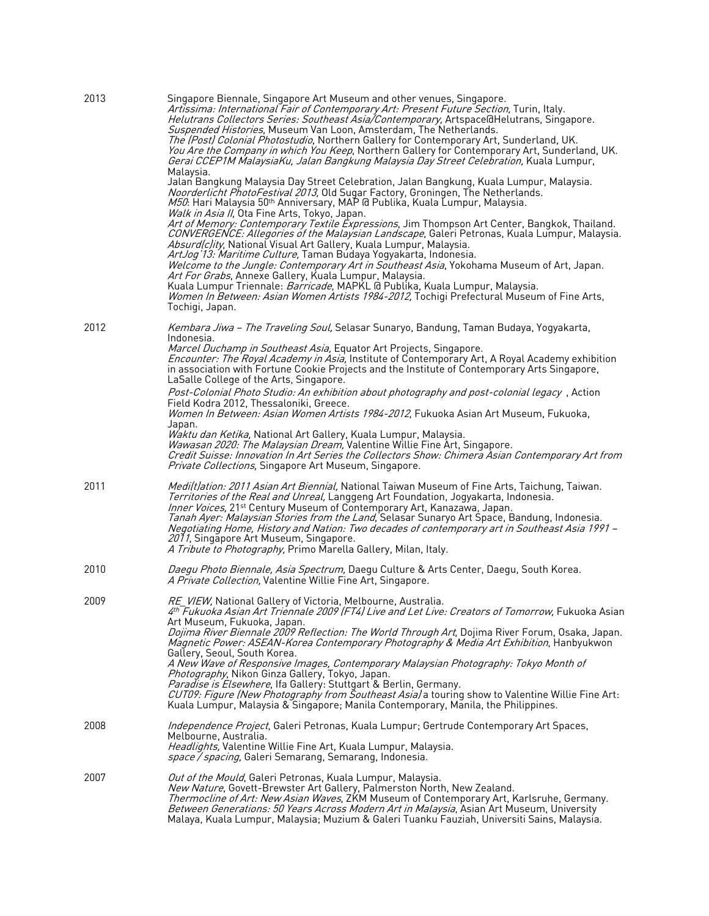**2013**

Singapore Biennale, Singapore Art Museum and other venues, Singapore.
*Artissima: International Fair of Contemporary Art: Present Future Section,* Turin, Italy.
*Helutrans Collectors Series: Southeast Asia/Contemporary,* Artspace@Helutrans, Singapore.
*Suspended Histories*, Museum Van Loon, Amsterdam, The Netherlands.
*The (Post) Colonial Photostudio*, Northern Gallery for Contemporary Art, Sunderland, UK.
*You Are the Company in which You Keep*, Northern Gallery for Contemporary Art, Sunderland, UK.
*Gerai CCEP1M MalaysiaKu, Jalan Bangkung Malaysia Day Street Celebration,* Kuala Lumpur, Malaysia.
Jalan Bangkung Malaysia Day Street Celebration, Jalan Bangkung, Kuala Lumpur, Malaysia.
*Noorderlicht PhotoFestival 2013,* Old Sugar Factory, Groningen, The Netherlands.
*M50*: Hari Malaysia 50th Anniversary, MAP @ Publika, Kuala Lumpur, Malaysia.
*Walk in Asia II,* Ota Fine Arts, Tokyo, Japan.
*Art of Memory: Contemporary Textile Expressions*, Jim Thompson Art Center, Bangkok, Thailand.
*CONVERGENCE: Allegories of the Malaysian Landscape*, Galeri Petronas, Kuala Lumpur, Malaysia.
*Absurd(c)ity*, National Visual Art Gallery, Kuala Lumpur, Malaysia.
*ArtJog'13: Maritime Culture,* Taman Budaya Yogyakarta, Indonesia.
*Welcome to the Jungle: Contemporary Art in Southeast Asia*, Yokohama Museum of Art, Japan.
*Art For Grabs*, Annexe Gallery, Kuala Lumpur, Malaysia.
Kuala Lumpur Triennale: *Barricade*, MAPKL @ Publika, Kuala Lumpur, Malaysia.
*Women In Between: Asian Women Artists 1984-2012,* Tochigi Prefectural Museum of Fine Arts, Tochigi, Japan.

**2012**

*Kembara Jiwa – The Traveling Soul,* Selasar Sunaryo, Bandung, Taman Budaya, Yogyakarta, Indonesia.
*Marcel Duchamp in Southeast Asia,* Equator Art Projects, Singapore.
*Encounter: The Royal Academy in Asia,* Institute of Contemporary Art, A Royal Academy exhibition in association with Fortune Cookie Projects and the Institute of Contemporary Arts Singapore, LaSalle College of the Arts, Singapore.
*Post-Colonial Photo Studio: An exhibition about photography and post-colonial legacy* , Action Field Kodra 2012, Thessaloniki, Greece.
*Women In Between: Asian Women Artists 1984-2012*, Fukuoka Asian Art Museum, Fukuoka, Japan.
*Waktu dan Ketika,* National Art Gallery, Kuala Lumpur, Malaysia.
*Wawasan 2020: The Malaysian Dream,* Valentine Willie Fine Art, Singapore.
*Credit Suisse: Innovation In Art Series the Collectors Show: Chimera Asian Contemporary Art from Private Collections,* Singapore Art Museum, Singapore.

**2011**

*Medi(t)ation: 2011 Asian Art Biennial,* National Taiwan Museum of Fine Arts, Taichung, Taiwan.
*Territories of the Real and Unreal,* Langgeng Art Foundation, Jogyakarta, Indonesia.
*Inner Voices,* 21st Century Museum of Contemporary Art, Kanazawa, Japan.
*Tanah Ayer: Malaysian Stories from the Land*, Selasar Sunaryo Art Space, Bandung, Indonesia.
*Negotiating Home, History and Nation: Two decades of contemporary art in Southeast Asia 1991 – 2011*, Singapore Art Museum, Singapore.
*A Tribute to Photography,* Primo Marella Gallery, Milan, Italy.

**2010**

*Daegu Photo Biennale, Asia Spectrum,* Daegu Culture & Arts Center, Daegu, South Korea.
*A Private Collection,* Valentine Willie Fine Art, Singapore.

**2009**

*RE_VIEW,* National Gallery of Victoria, Melbourne, Australia.
*4th Fukuoka Asian Art Triennale 2009 (FT4) Live and Let Live: Creators of Tomorrow,* Fukuoka Asian Art Museum, Fukuoka, Japan.
*Dojima River Biennale 2009 Reflection: The World Through Art*, Dojima River Forum, Osaka, Japan.
*Magnetic Power: ASEAN-Korea Contemporary Photography & Media Art Exhibition*, Hanbyukwon Gallery, Seoul, South Korea.
*A New Wave of Responsive Images, Contemporary Malaysian Photography: Tokyo Month of Photography*, Nikon Ginza Gallery, Tokyo, Japan.
*Paradise is Elsewhere*, Ifa Gallery: Stuttgart & Berlin, Germany.
*CUT09: Figure (New Photography from Southeast Asia)* a touring show to Valentine Willie Fine Art: Kuala Lumpur, Malaysia & Singapore; Manila Contemporary, Manila, the Philippines.

**2008**

*Independence Project*, Galeri Petronas, Kuala Lumpur; Gertrude Contemporary Art Spaces, Melbourne, Australia.
*Headlights,* Valentine Willie Fine Art, Kuala Lumpur, Malaysia.
*space / spacing,* Galeri Semarang, Semarang, Indonesia.

**2007**

*Out of the Mould*, Galeri Petronas, Kuala Lumpur, Malaysia.
*New Nature*, Govett-Brewster Art Gallery, Palmerston North, New Zealand.
*Thermocline of Art: New Asian Waves*, ZKM Museum of Contemporary Art, Karlsruhe, Germany.
*Between Generations: 50 Years Across Modern Art in Malaysia*, Asian Art Museum, University Malaya, Kuala Lumpur, Malaysia; Muzium & Galeri Tuanku Fauziah, Universiti Sains, Malaysia.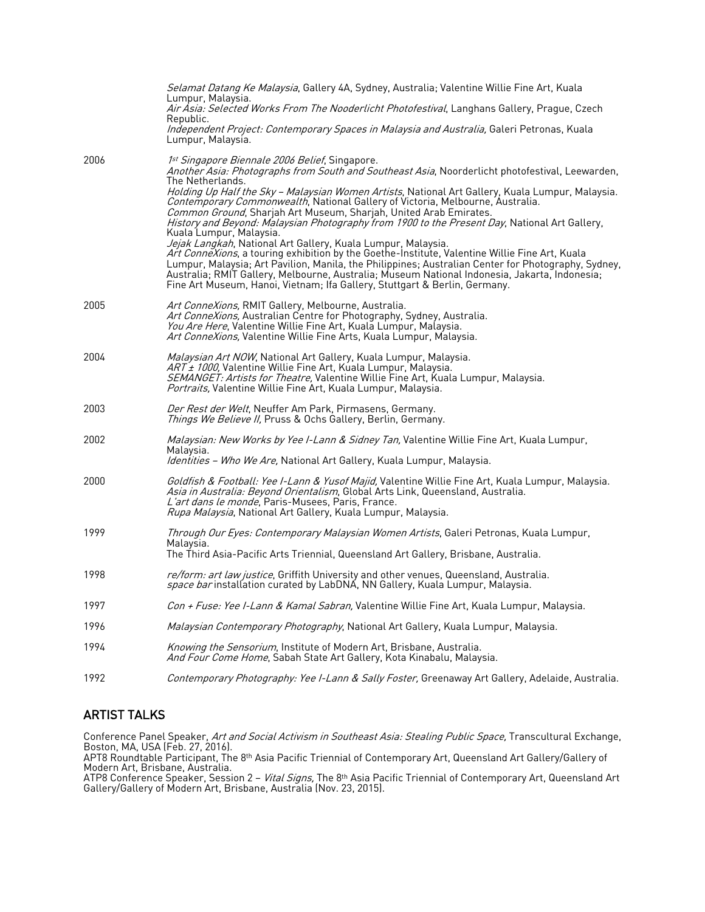*Selamat Datang Ke Malaysia*, Gallery 4A, Sydney, Australia; Valentine Willie Fine Art, Kuala Lumpur, Malaysia.
*Air Asia: Selected Works From The Nooderlicht Photofestival*, Langhans Gallery, Prague, Czech Republic.
*Independent Project: Contemporary Spaces in Malaysia and Australia,* Galeri Petronas, Kuala Lumpur, Malaysia.

2006
*1st Singapore Biennale 2006 Belief*, Singapore.
*Another Asia: Photographs from South and Southeast Asia*, Noorderlicht photofestival, Leewarden, The Netherlands.
*Holding Up Half the Sky – Malaysian Women Artists*, National Art Gallery, Kuala Lumpur, Malaysia.
*Contemporary Commonwealth*, National Gallery of Victoria, Melbourne, Australia.
*Common Ground*, Sharjah Art Museum, Sharjah, United Arab Emirates.
*History and Beyond: Malaysian Photography from 1900 to the Present Day*, National Art Gallery, Kuala Lumpur, Malaysia.
*Jejak Langkah*, National Art Gallery, Kuala Lumpur, Malaysia.
*Art ConneXions*, a touring exhibition by the Goethe-Institute, Valentine Willie Fine Art, Kuala Lumpur, Malaysia; Art Pavilion, Manila, the Philippines; Australian Center for Photography, Sydney, Australia; RMIT Gallery, Melbourne, Australia; Museum National Indonesia, Jakarta, Indonesia; Fine Art Museum, Hanoi, Vietnam; Ifa Gallery, Stuttgart & Berlin, Germany.

2005
*Art ConneXions,* RMIT Gallery, Melbourne, Australia.
*Art ConneXions,* Australian Centre for Photography, Sydney, Australia.
*You Are Here*, Valentine Willie Fine Art, Kuala Lumpur, Malaysia.
*Art ConneXions,* Valentine Willie Fine Arts, Kuala Lumpur, Malaysia.

2004
*Malaysian Art NOW*, National Art Gallery, Kuala Lumpur, Malaysia.
*ART ± 1000,* Valentine Willie Fine Art, Kuala Lumpur, Malaysia.
*SEMANGET: Artists for Theatre,* Valentine Willie Fine Art, Kuala Lumpur, Malaysia.
*Portraits,* Valentine Willie Fine Art, Kuala Lumpur, Malaysia.

2003
*Der Rest der Welt*, Neuffer Am Park, Pirmasens, Germany.
*Things We Believe II,* Pruss & Ochs Gallery, Berlin, Germany.

2002
*Malaysian: New Works by Yee I-Lann & Sidney Tan,* Valentine Willie Fine Art, Kuala Lumpur, Malaysia.
*Identities – Who We Are,* National Art Gallery, Kuala Lumpur, Malaysia.

2000
*Goldfish & Football: Yee I-Lann & Yusof Majid,* Valentine Willie Fine Art, Kuala Lumpur, Malaysia.
*Asia in Australia: Beyond Orientalism*, Global Arts Link, Queensland, Australia.
*L'art dans le monde*, Paris-Musees, Paris, France.
*Rupa Malaysia*, National Art Gallery, Kuala Lumpur, Malaysia.

1999
*Through Our Eyes: Contemporary Malaysian Women Artists*, Galeri Petronas, Kuala Lumpur, Malaysia.
The Third Asia-Pacific Arts Triennial, Queensland Art Gallery, Brisbane, Australia.

1998
*re/form: art law justice*, Griffith University and other venues, Queensland, Australia.
*space bar* installation curated by LabDNA, NN Gallery, Kuala Lumpur, Malaysia.

1997
*Con + Fuse: Yee I-Lann & Kamal Sabran,* Valentine Willie Fine Art, Kuala Lumpur, Malaysia.

1996
*Malaysian Contemporary Photography*, National Art Gallery, Kuala Lumpur, Malaysia.

1994
*Knowing the Sensorium*, Institute of Modern Art, Brisbane, Australia.
*And Four Come Home*, Sabah State Art Gallery, Kota Kinabalu, Malaysia.

1992
*Contemporary Photography: Yee I-Lann & Sally Foster,* Greenaway Art Gallery, Adelaide, Australia.

## ARTIST TALKS

Conference Panel Speaker, *Art and Social Activism in Southeast Asia: Stealing Public Space,* Transcultural Exchange, Boston, MA, USA (Feb. 27, 2016).
APT8 Roundtable Participant, The 8th Asia Pacific Triennial of Contemporary Art, Queensland Art Gallery/Gallery of Modern Art, Brisbane, Australia.
ATP8 Conference Speaker, Session 2 – *Vital Signs,* The 8th Asia Pacific Triennial of Contemporary Art, Queensland Art Gallery/Gallery of Modern Art, Brisbane, Australia (Nov. 23, 2015).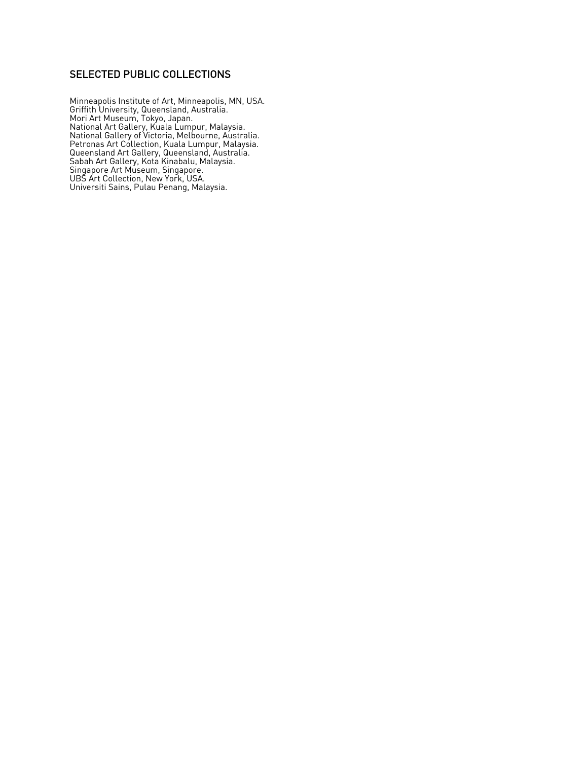## SELECTED PUBLIC COLLECTIONS

Minneapolis Institute of Art, Minneapolis, MN, USA.
Griffith University, Queensland, Australia.
Mori Art Museum, Tokyo, Japan.
National Art Gallery, Kuala Lumpur, Malaysia.
National Gallery of Victoria, Melbourne, Australia.
Petronas Art Collection, Kuala Lumpur, Malaysia.
Queensland Art Gallery, Queensland, Australia.
Sabah Art Gallery, Kota Kinabalu, Malaysia.
Singapore Art Museum, Singapore.
UBS Art Collection, New York, USA.
Universiti Sains, Pulau Penang, Malaysia.